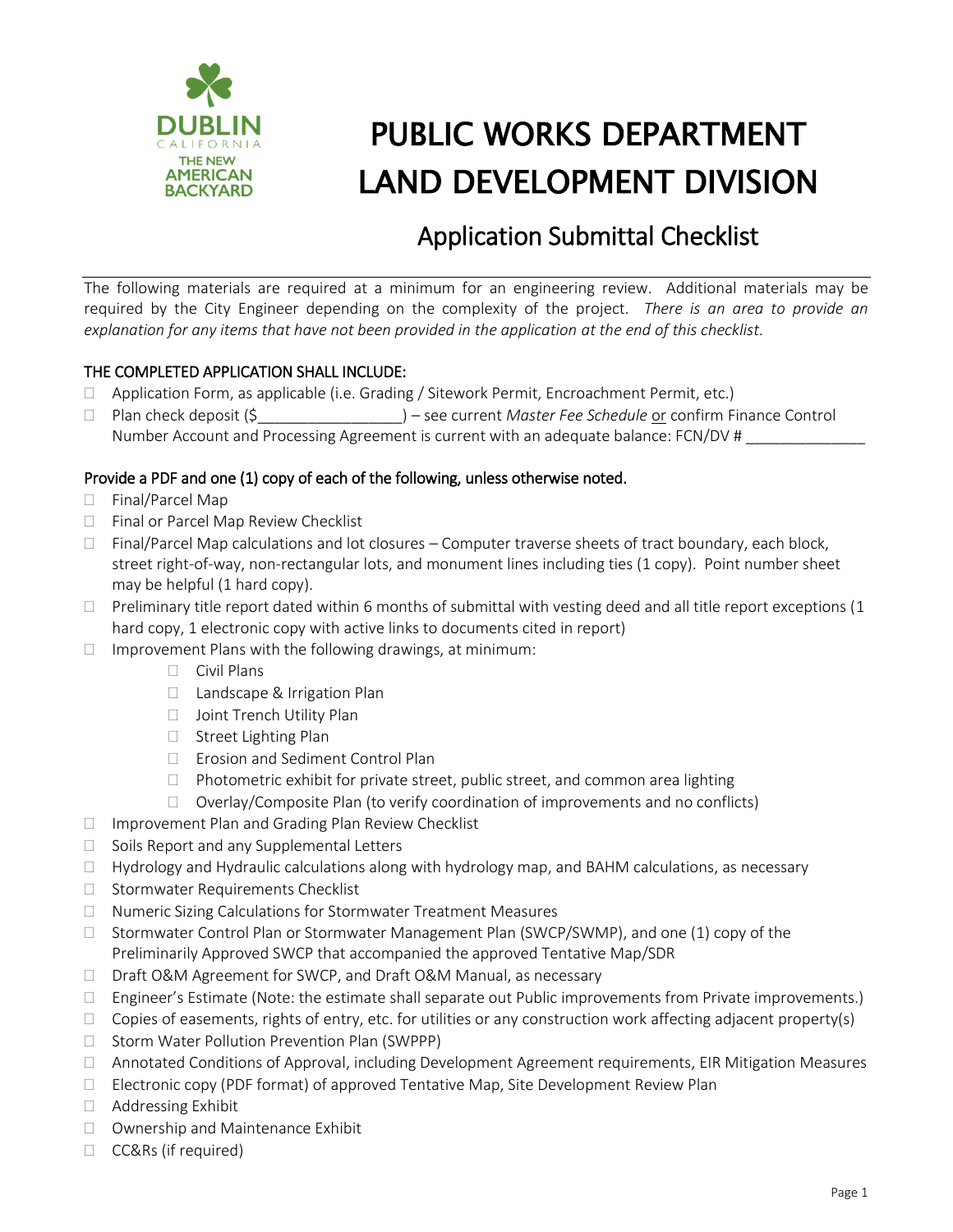# PUBLIC WORKS DEPARTMENT LAND DEVELOPMENT DIVISION

## Application Submittal Checklist

The following materials are required at a minimum for an engineering review. Additional materials may be required by the City Engineer depending on the complexity of the project. *There is an area to provide an explanation for any items that have not been provided in the application at the end of this checklist.*

### THE COMPLETED APPLICATION SHALL INCLUDE:

- ☐ Application Form, as applicable (i.e. Grading / Sitework Permit, Encroachment Permit, etc.)
- ☐ Plan check deposit ($________________) – see current *Master Fee Schedule* or confirm Finance Control Number Account and Processing Agreement is current with an adequate balance: FCN/DV # ______________

### Provide a PDF and one (1) copy of each of the following, unless otherwise noted.

- ☐ Final/Parcel Map
- ☐ Final or Parcel Map Review Checklist
- ☐ Final/Parcel Map calculations and lot closures – Computer traverse sheets of tract boundary, each block, street right-of-way, non-rectangular lots, and monument lines including ties (1 copy). Point number sheet may be helpful (1 hard copy).
- ☐ Preliminary title report dated within 6 months of submittal with vesting deed and all title report exceptions (1 hard copy, 1 electronic copy with active links to documents cited in report)
- ☐ Improvement Plans with the following drawings, at minimum:
  - ☐ Civil Plans
  - ☐ Landscape & Irrigation Plan
  - ☐ Joint Trench Utility Plan
  - ☐ Street Lighting Plan
  - ☐ Erosion and Sediment Control Plan
  - ☐ Photometric exhibit for private street, public street, and common area lighting
  - ☐ Overlay/Composite Plan (to verify coordination of improvements and no conflicts)
- ☐ Improvement Plan and Grading Plan Review Checklist
- ☐ Soils Report and any Supplemental Letters
- ☐ Hydrology and Hydraulic calculations along with hydrology map, and BAHM calculations, as necessary
- ☐ Stormwater Requirements Checklist
- ☐ Numeric Sizing Calculations for Stormwater Treatment Measures
- ☐ Stormwater Control Plan or Stormwater Management Plan (SWCP/SWMP), and one (1) copy of the Preliminarily Approved SWCP that accompanied the approved Tentative Map/SDR
- ☐ Draft O&M Agreement for SWCP, and Draft O&M Manual, as necessary
- ☐ Engineer's Estimate (Note: the estimate shall separate out Public improvements from Private improvements.)
- ☐ Copies of easements, rights of entry, etc. for utilities or any construction work affecting adjacent property(s)
- ☐ Storm Water Pollution Prevention Plan (SWPPP)
- ☐ Annotated Conditions of Approval, including Development Agreement requirements, EIR Mitigation Measures
- ☐ Electronic copy (PDF format) of approved Tentative Map, Site Development Review Plan
- ☐ Addressing Exhibit
- ☐ Ownership and Maintenance Exhibit
- ☐ CC&Rs (if required)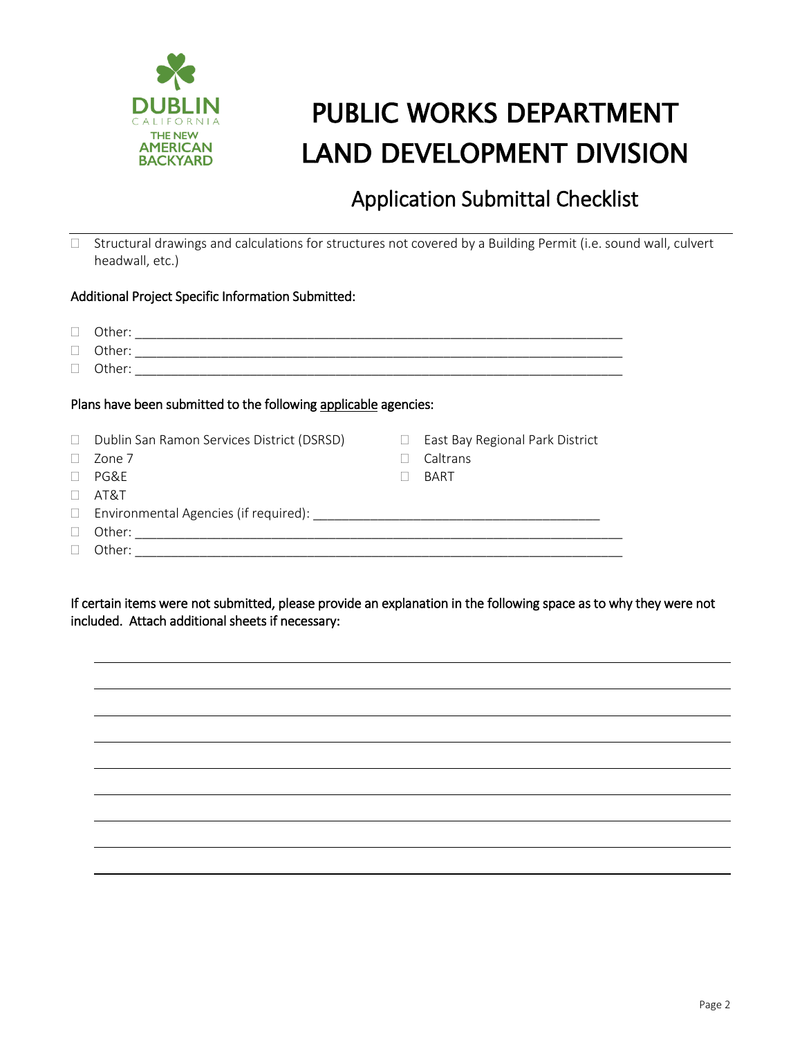# PUBLIC WORKS DEPARTMENT
# LAND DEVELOPMENT DIVISION

## Application Submittal Checklist

- ☐ Structural drawings and calculations for structures not covered by a Building Permit (i.e. sound wall, culvert headwall, etc.)

Additional Project Specific Information Submitted:

- ☐ Other: ____________________________________________________________________
- ☐ Other: ____________________________________________________________________
- ☐ Other: ____________________________________________________________________

Plans have been submitted to the following <u>applicable</u> agencies:

- ☐ Dublin San Ramon Services District (DSRSD)
- ☐ Zone 7
- ☐ PG&E
- ☐ AT&T
- ☐ East Bay Regional Park District
- ☐ Caltrans
- ☐ BART
- ☐ Environmental Agencies (if required): ________________________________________
- ☐ Other: ____________________________________________________________________
- ☐ Other: ____________________________________________________________________

If certain items were not submitted, please provide an explanation in the following space as to why they were not included. Attach additional sheets if necessary:

______________________________________________________________________________

______________________________________________________________________________

______________________________________________________________________________

______________________________________________________________________________

______________________________________________________________________________

______________________________________________________________________________

______________________________________________________________________________

______________________________________________________________________________

______________________________________________________________________________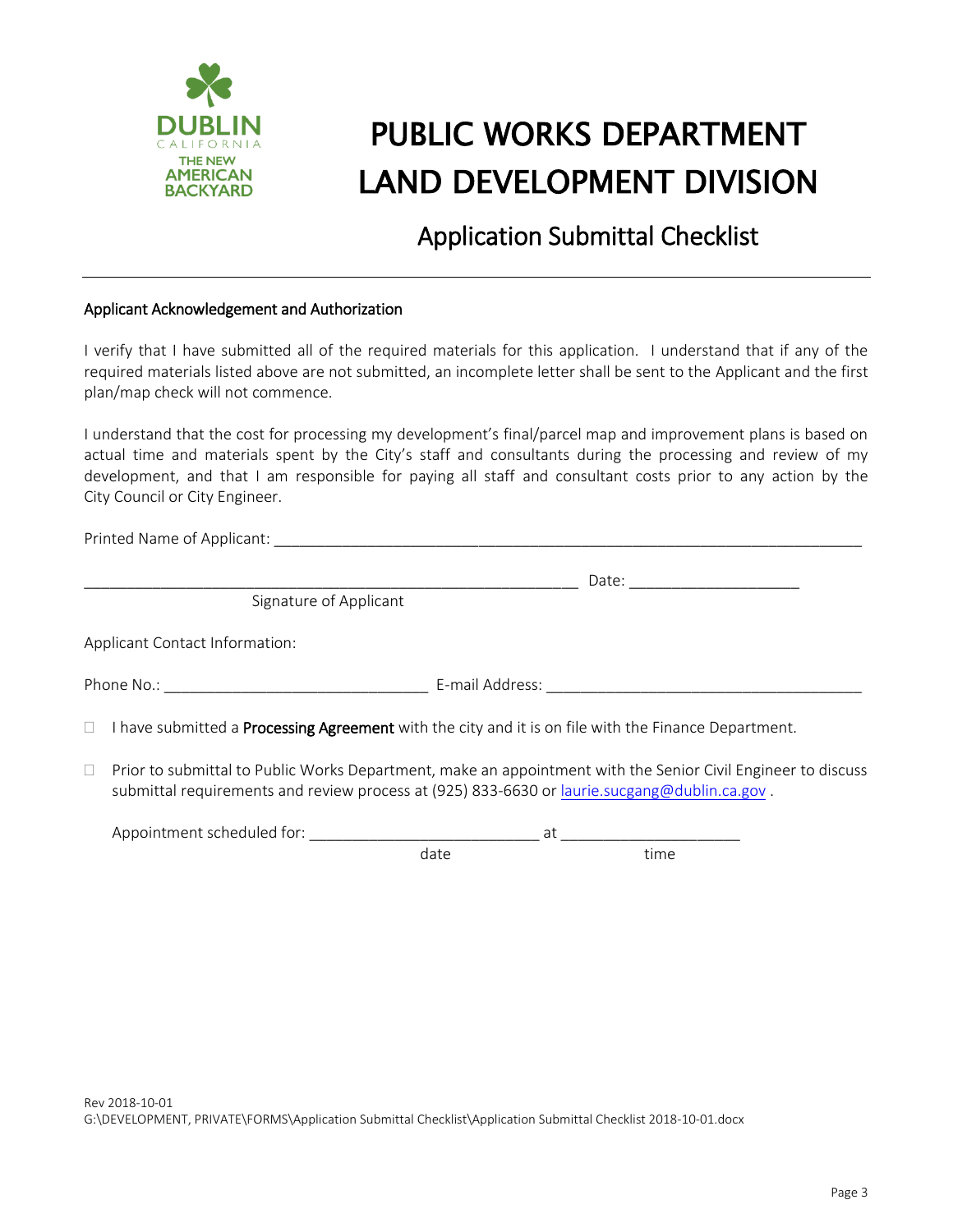DUBLIN
CALIFORNIA
THE NEW AMERICAN BACKYARD

# PUBLIC WORKS DEPARTMENT LAND DEVELOPMENT DIVISION

## Application Submittal Checklist

---

### Applicant Acknowledgement and Authorization

I verify that I have submitted all of the required materials for this application. I understand that if any of the required materials listed above are not submitted, an incomplete letter shall be sent to the Applicant and the first plan/map check will not commence.

I understand that the cost for processing my development's final/parcel map and improvement plans is based on actual time and materials spent by the City's staff and consultants during the processing and review of my development, and that I am responsible for paying all staff and consultant costs prior to any action by the City Council or City Engineer.

Printed Name of Applicant: ______________________________________________________________________

______________________________________________________ Date: __________________

Signature of Applicant

Applicant Contact Information:

Phone No.: ____________________________ E-mail Address: ___________________________________

- ☐ I have submitted a **Processing Agreement** with the city and it is on file with the Finance Department.
- ☐ Prior to submittal to Public Works Department, make an appointment with the Senior Civil Engineer to discuss submittal requirements and review process at (925) 833-6630 or laurie.sucgang@dublin.ca.gov .

  Appointment scheduled for: _________________________ at ____________________

  date time

Rev 2018-10-01
G:\DEVELOPMENT, PRIVATE\FORMS\Application Submittal Checklist\Application Submittal Checklist 2018-10-01.docx